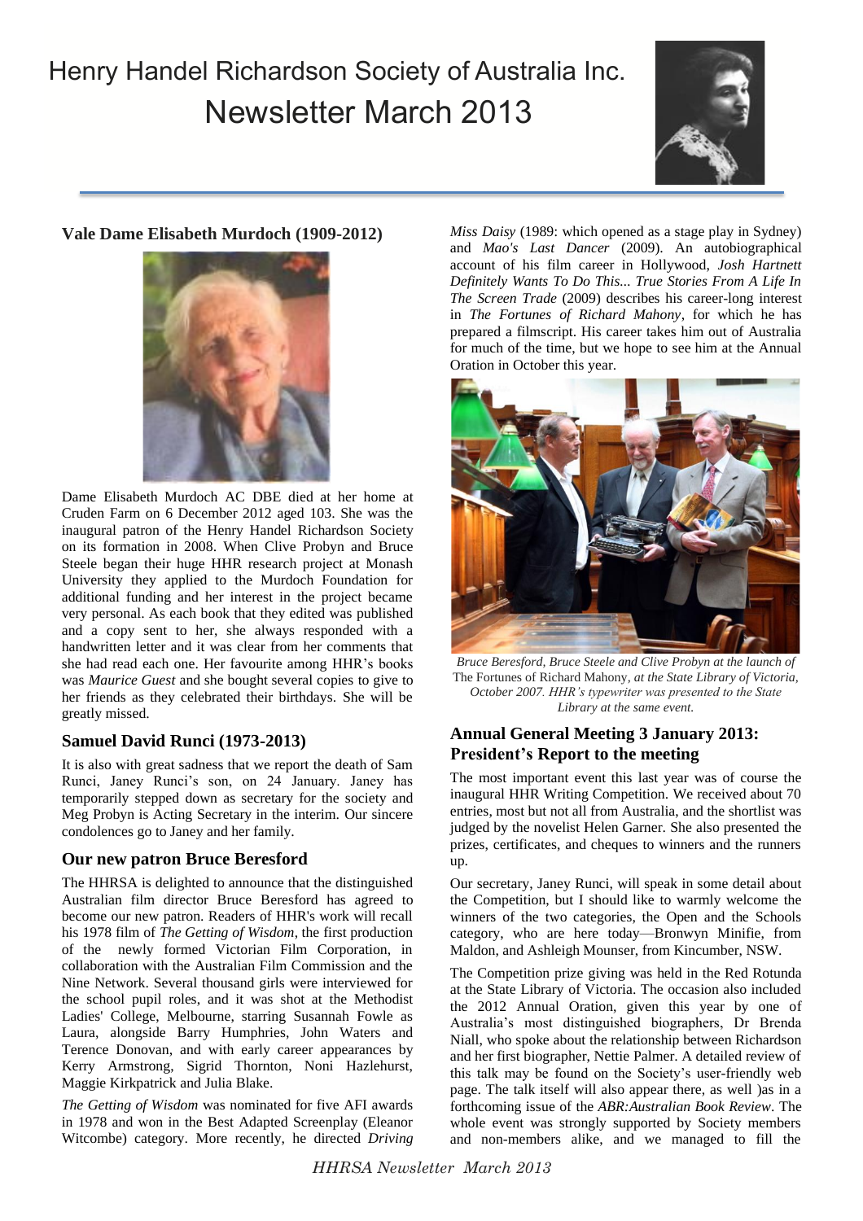# Henry Handel Richardson Society of Australia Inc.
# Newsletter March 2013

## Vale Dame Elisabeth Murdoch (1909-2012)

Dame Elisabeth Murdoch AC DBE died at her home at Cruden Farm on 6 December 2012 aged 103. She was the inaugural patron of the Henry Handel Richardson Society on its formation in 2008. When Clive Probyn and Bruce Steele began their huge HHR research project at Monash University they applied to the Murdoch Foundation for additional funding and her interest in the project became very personal. As each book that they edited was published and a copy sent to her, she always responded with a handwritten letter and it was clear from her comments that she had read each one. Her favourite among HHR's books was *Maurice Guest* and she bought several copies to give to her friends as they celebrated their birthdays. She will be greatly missed.

## Samuel David Runci (1973-2013)

It is also with great sadness that we report the death of Sam Runci, Janey Runci's son, on 24 January. Janey has temporarily stepped down as secretary for the society and Meg Probyn is Acting Secretary in the interim. Our sincere condolences go to Janey and her family.

## Our new patron Bruce Beresford

The HHRSA is delighted to announce that the distinguished Australian film director Bruce Beresford has agreed to become our new patron. Readers of HHR's work will recall his 1978 film of *The Getting of Wisdom*, the first production of the newly formed Victorian Film Corporation, in collaboration with the Australian Film Commission and the Nine Network. Several thousand girls were interviewed for the school pupil roles, and it was shot at the Methodist Ladies' College, Melbourne, starring Susannah Fowle as Laura, alongside Barry Humphries, John Waters and Terence Donovan, and with early career appearances by Kerry Armstrong, Sigrid Thornton, Noni Hazlehurst, Maggie Kirkpatrick and Julia Blake.

*The Getting of Wisdom* was nominated for five AFI awards in 1978 and won in the Best Adapted Screenplay (Eleanor Witcombe) category. More recently, he directed *Driving Miss Daisy* (1989: which opened as a stage play in Sydney) and *Mao's Last Dancer* (2009). An autobiographical account of his film career in Hollywood, *Josh Hartnett Definitely Wants To Do This... True Stories From A Life In The Screen Trade* (2009) describes his career-long interest in *The Fortunes of Richard Mahony*, for which he has prepared a filmscript. His career takes him out of Australia for much of the time, but we hope to see him at the Annual Oration in October this year.

*Bruce Beresford, Bruce Steele and Clive Probyn at the launch of* The Fortunes of Richard Mahony*, at the State Library of Victoria, October 2007. HHR's typewriter was presented to the State Library at the same event.*

## Annual General Meeting 3 January 2013: President's Report to the meeting

The most important event this last year was of course the inaugural HHR Writing Competition. We received about 70 entries, most but not all from Australia, and the shortlist was judged by the novelist Helen Garner. She also presented the prizes, certificates, and cheques to winners and the runners up.

Our secretary, Janey Runci, will speak in some detail about the Competition, but I should like to warmly welcome the winners of the two categories, the Open and the Schools category, who are here today—Bronwyn Minifie, from Maldon, and Ashleigh Mounser, from Kincumber, NSW.

The Competition prize giving was held in the Red Rotunda at the State Library of Victoria. The occasion also included the 2012 Annual Oration, given this year by one of Australia's most distinguished biographers, Dr Brenda Niall, who spoke about the relationship between Richardson and her first biographer, Nettie Palmer. A detailed review of this talk may be found on the Society's user-friendly web page. The talk itself will also appear there, as well )as in a forthcoming issue of the *ABR:Australian Book Review*. The whole event was strongly supported by Society members and non-members alike, and we managed to fill the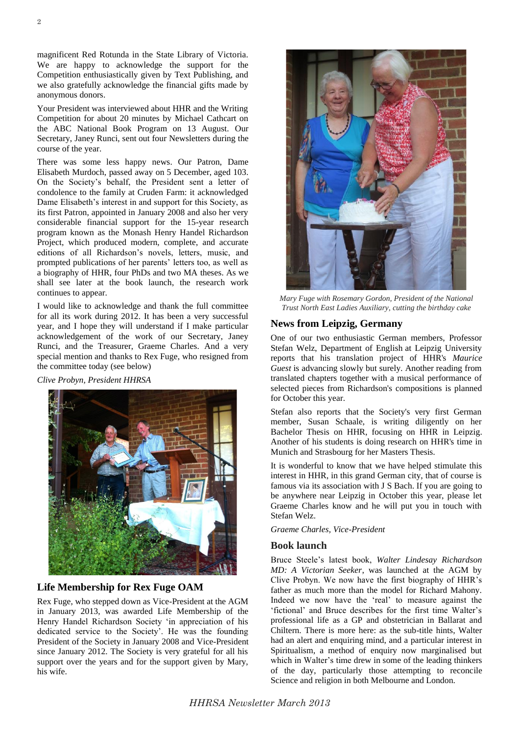magnificent Red Rotunda in the State Library of Victoria. We are happy to acknowledge the support for the Competition enthusiastically given by Text Publishing, and we also gratefully acknowledge the financial gifts made by anonymous donors.

Your President was interviewed about HHR and the Writing Competition for about 20 minutes by Michael Cathcart on the ABC National Book Program on 13 August. Our Secretary, Janey Runci, sent out four Newsletters during the course of the year.

There was some less happy news. Our Patron, Dame Elisabeth Murdoch, passed away on 5 December, aged 103. On the Society's behalf, the President sent a letter of condolence to the family at Cruden Farm: it acknowledged Dame Elisabeth's interest in and support for this Society, as its first Patron, appointed in January 2008 and also her very considerable financial support for the 15-year research program known as the Monash Henry Handel Richardson Project, which produced modern, complete, and accurate editions of all Richardson's novels, letters, music, and prompted publications of her parents' letters too, as well as a biography of HHR, four PhDs and two MA theses. As we shall see later at the book launch, the research work continues to appear.

I would like to acknowledge and thank the full committee for all its work during 2012. It has been a very successful year, and I hope they will understand if I make particular acknowledgement of the work of our Secretary, Janey Runci, and the Treasurer, Graeme Charles. And a very special mention and thanks to Rex Fuge, who resigned from the committee today (see below)

*Clive Probyn, President HHRSA*

## Life Membership for Rex Fuge OAM

Rex Fuge, who stepped down as Vice-President at the AGM in January 2013, was awarded Life Membership of the Henry Handel Richardson Society 'in appreciation of his dedicated service to the Society'. He was the founding President of the Society in January 2008 and Vice-President since January 2012. The Society is very grateful for all his support over the years and for the support given by Mary, his wife.

*Mary Fuge with Rosemary Gordon, President of the National Trust North East Ladies Auxiliary, cutting the birthday cake*

## News from Leipzig, Germany

One of our two enthusiastic German members, Professor Stefan Welz, Department of English at Leipzig University reports that his translation project of HHR's *Maurice Guest* is advancing slowly but surely. Another reading from translated chapters together with a musical performance of selected pieces from Richardson's compositions is planned for October this year.

Stefan also reports that the Society's very first German member, Susan Schaale, is writing diligently on her Bachelor Thesis on HHR, focusing on HHR in Leipzig. Another of his students is doing research on HHR's time in Munich and Strasbourg for her Masters Thesis.

It is wonderful to know that we have helped stimulate this interest in HHR, in this grand German city, that of course is famous via its association with J S Bach. If you are going to be anywhere near Leipzig in October this year, please let Graeme Charles know and he will put you in touch with Stefan Welz.

*Graeme Charles, Vice-President*

## Book launch

Bruce Steele's latest book, *Walter Lindesay Richardson MD: A Victorian Seeker*, was launched at the AGM by Clive Probyn. We now have the first biography of HHR's father as much more than the model for Richard Mahony. Indeed we now have the 'real' to measure against the 'fictional' and Bruce describes for the first time Walter's professional life as a GP and obstetrician in Ballarat and Chiltern. There is more here: as the sub-title hints, Walter had an alert and enquiring mind, and a particular interest in Spiritualism, a method of enquiry now marginalised but which in Walter's time drew in some of the leading thinkers of the day, particularly those attempting to reconcile Science and religion in both Melbourne and London.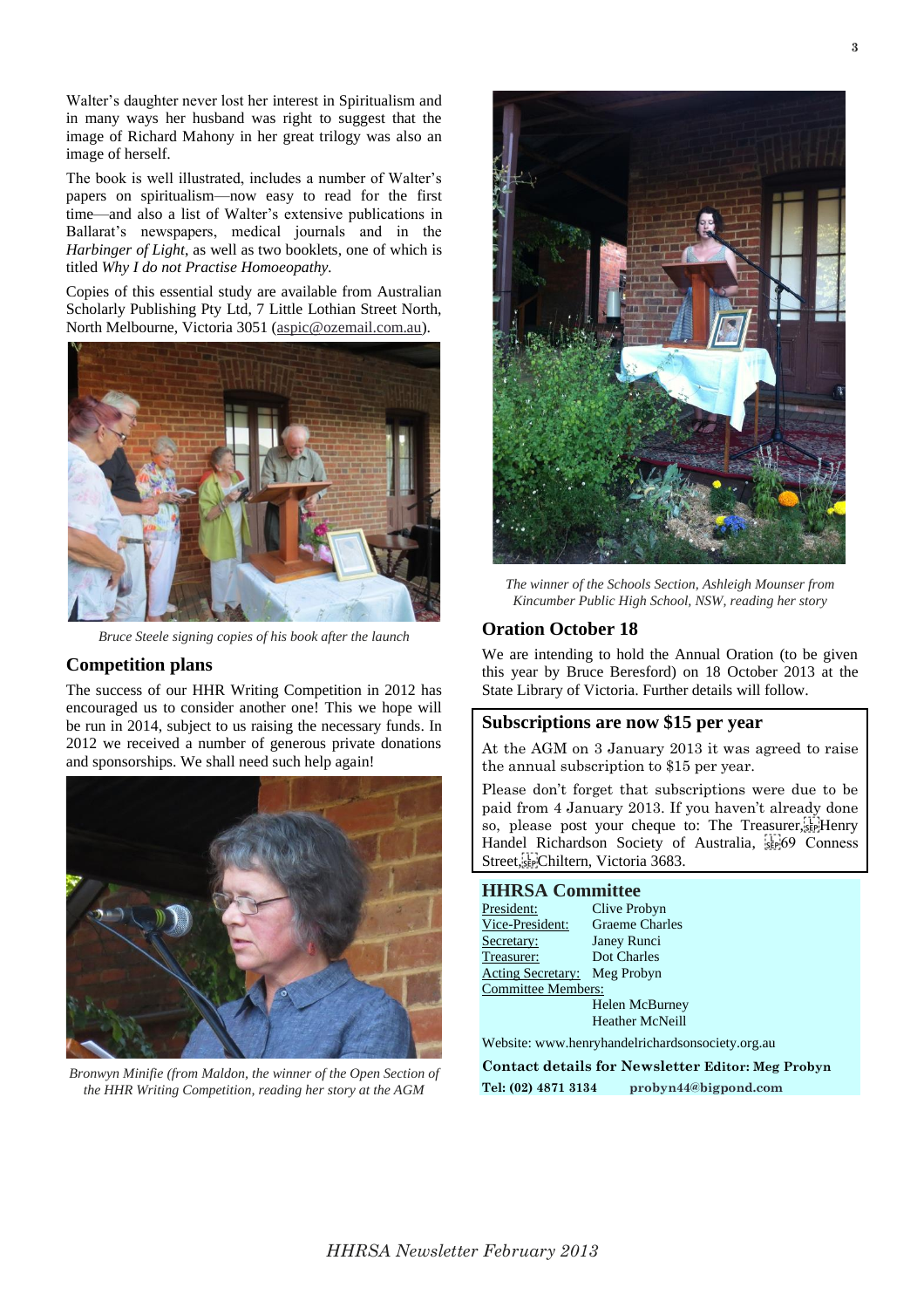Walter's daughter never lost her interest in Spiritualism and in many ways her husband was right to suggest that the image of Richard Mahony in her great trilogy was also an image of herself.

The book is well illustrated, includes a number of Walter's papers on spiritualism—now easy to read for the first time—and also a list of Walter's extensive publications in Ballarat's newspapers, medical journals and in the *Harbinger of Light*, as well as two booklets, one of which is titled *Why I do not Practise Homoeopathy.*

Copies of this essential study are available from Australian Scholarly Publishing Pty Ltd, 7 Little Lothian Street North, North Melbourne, Victoria 3051 (aspic@ozemail.com.au).

*Bruce Steele signing copies of his book after the launch*

## Competition plans

The success of our HHR Writing Competition in 2012 has encouraged us to consider another one! This we hope will be run in 2014, subject to us raising the necessary funds. In 2012 we received a number of generous private donations and sponsorships. We shall need such help again!

*Bronwyn Minifie (from Maldon, the winner of the Open Section of the HHR Writing Competition, reading her story at the AGM*

*The winner of the Schools Section, Ashleigh Mounser from Kincumber Public High School, NSW, reading her story*

## Oration October 18

We are intending to hold the Annual Oration (to be given this year by Bruce Beresford) on 18 October 2013 at the State Library of Victoria. Further details will follow.

## Subscriptions are now $15 per year

At the AGM on 3 January 2013 it was agreed to raise the annual subscription to $15 per year.

Please don't forget that subscriptions were due to be paid from 4 January 2013. If you haven't already done so, please post your cheque to: The Treasurer, Henry Handel Richardson Society of Australia, 69 Conness Street, Chiltern, Victoria 3683.

## HHRSA Committee

| | |
|---|---|
| President: | Clive Probyn |
| Vice-President: | Graeme Charles |
| Secretary: | Janey Runci |
| Treasurer: | Dot Charles |
| Acting Secretary: | Meg Probyn |
| Committee Members: | |
| | Helen McBurney |
| | Heather McNeill |

Website: www.henryhandelrichardsonsociety.org.au

**Contact details for Newsletter Editor: Meg Probyn**

**Tel: (02) 4871 3134 probyn44@bigpond.com**